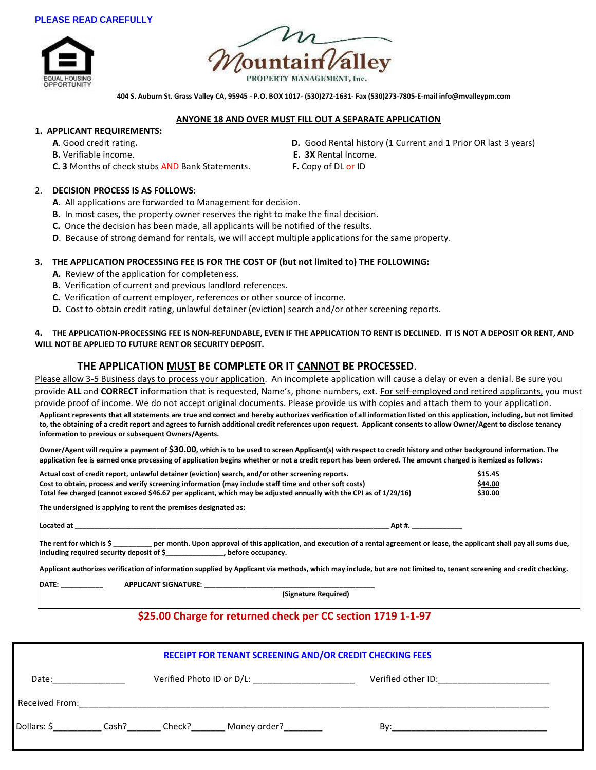**PLEASE READ CAREFULLY**

EQUAL HOUSING OPPORTUNITY

# Mountain Valley

PROPERTY MANAGEMENT, Inc.

**404 S. Auburn St. Grass Valley CA, 95945 - P.O. BOX 1017- (530)272-1631- Fax (530)273-7805-E-mail info@mvalleypm.com**

**ANYONE 18 AND OVER MUST FILL OUT A SEPARATE APPLICATION**

1. **APPLICANT REQUIREMENTS:**
   - **A**. Good credit rating**.**
   - **B.** Verifiable income.
   - **C. 3** Months of check stubs AND Bank Statements.
   - **D.** Good Rental history (**1** Current and **1** Prior OR last 3 years)
   - **E. 3X** Rental Income.
   - **F.** Copy of DL or ID

2. **DECISION PROCESS IS AS FOLLOWS:**
   - **A**. All applications are forwarded to Management for decision.
   - **B.** In most cases, the property owner reserves the right to make the final decision.
   - **C.** Once the decision has been made, all applicants will be notified of the results.
   - **D**. Because of strong demand for rentals, we will accept multiple applications for the same property.

3. **THE APPLICATION PROCESSING FEE IS FOR THE COST OF (but not limited to) THE FOLLOWING:**
   - **A.** Review of the application for completeness.
   - **B.** Verification of current and previous landlord references.
   - **C.** Verification of current employer, references or other source of income.
   - **D.** Cost to obtain credit rating, unlawful detainer (eviction) search and/or other screening reports.

4. **THE APPLICATION-PROCESSING FEE IS NON-REFUNDABLE, EVEN IF THE APPLICATION TO RENT IS DECLINED. IT IS NOT A DEPOSIT OR RENT, AND WILL NOT BE APPLIED TO FUTURE RENT OR SECURITY DEPOSIT.**

## THE APPLICATION MUST BE COMPLETE OR IT CANNOT BE PROCESSED.

Please allow 3-5 Business days to process your application. An incomplete application will cause a delay or even a denial. Be sure you provide **ALL** and **CORRECT** information that is requested, Name's, phone numbers, ext. For self-employed and retired applicants, you must provide proof of income. We do not accept original documents. Please provide us with copies and attach them to your application.

**Applicant represents that all statements are true and correct and hereby authorizes verification of all information listed on this application, including, but not limited to, the obtaining of a credit report and agrees to furnish additional credit references upon request. Applicant consents to allow Owner/Agent to disclose tenancy information to previous or subsequent Owners/Agents.**

**Owner/Agent will require a payment of $30.00, which is to be used to screen Applicant(s) with respect to credit history and other background information. The application fee is earned once processing of application begins whether or not a credit report has been ordered. The amount charged is itemized as follows:**

| | |
|---|---|
| **Actual cost of credit report, unlawful detainer (eviction) search, and/or other screening reports.** | **$15.45** |
| **Cost to obtain, process and verify screening information (may include staff time and other soft costs)** | **$44.00** |
| **Total fee charged (cannot exceed $46.67 per applicant, which may be adjusted annually with the CPI as of 1/29/16)** | **$30.00** |

**The undersigned is applying to rent the premises designated as:**

**Located at \_\_\_\_\_\_\_\_\_\_\_\_\_\_\_\_\_\_\_\_\_\_\_\_\_\_\_\_\_\_\_\_\_\_\_\_\_\_\_\_\_\_\_\_\_\_\_\_\_\_\_\_\_\_\_\_\_ Apt #. \_\_\_\_\_\_\_\_\_\_\_\_**

**The rent for which is $ \_\_\_\_\_\_\_\_\_ per month. Upon approval of this application, and execution of a rental agreement or lease, the applicant shall pay all sums due, including required security deposit of $\_\_\_\_\_\_\_\_\_\_\_\_\_\_, before occupancy.**

**Applicant authorizes verification of information supplied by Applicant via methods, which may include, but are not limited to, tenant screening and credit checking.**

**DATE: \_\_\_\_\_\_\_\_\_\_\_ APPLICANT SIGNATURE: \_\_\_\_\_\_\_\_\_\_\_\_\_\_\_\_\_\_\_\_\_\_\_\_\_\_\_\_\_\_\_\_\_\_\_\_\_\_\_\_\_\_**

**(Signature Required)**

**$25.00 Charge for returned check per CC section 1719 1-1-97**

**RECEIPT FOR TENANT SCREENING AND/OR CREDIT CHECKING FEES**

Date:\_\_\_\_\_\_\_\_\_\_\_\_\_\_\_ Verified Photo ID or D/L: \_\_\_\_\_\_\_\_\_\_\_\_\_\_\_\_\_\_\_\_ Verified other ID:\_\_\_\_\_\_\_\_\_\_\_\_\_\_\_\_\_\_\_\_\_\_\_

Received From:\_\_\_\_\_\_\_\_\_\_\_\_\_\_\_\_\_\_\_\_\_\_\_\_\_\_\_\_\_\_\_\_\_\_\_\_\_\_\_\_\_\_\_\_\_\_\_\_\_\_\_\_\_\_\_\_\_\_\_\_\_\_\_\_\_\_\_\_\_\_\_\_\_\_\_\_

Dollars: $\_\_\_\_\_\_\_\_\_\_ Cash?\_\_\_\_\_\_\_ Check?\_\_\_\_\_\_\_ Money order?\_\_\_\_\_\_\_\_ By:\_\_\_\_\_\_\_\_\_\_\_\_\_\_\_\_\_\_\_\_\_\_\_\_\_\_\_\_\_\_\_\_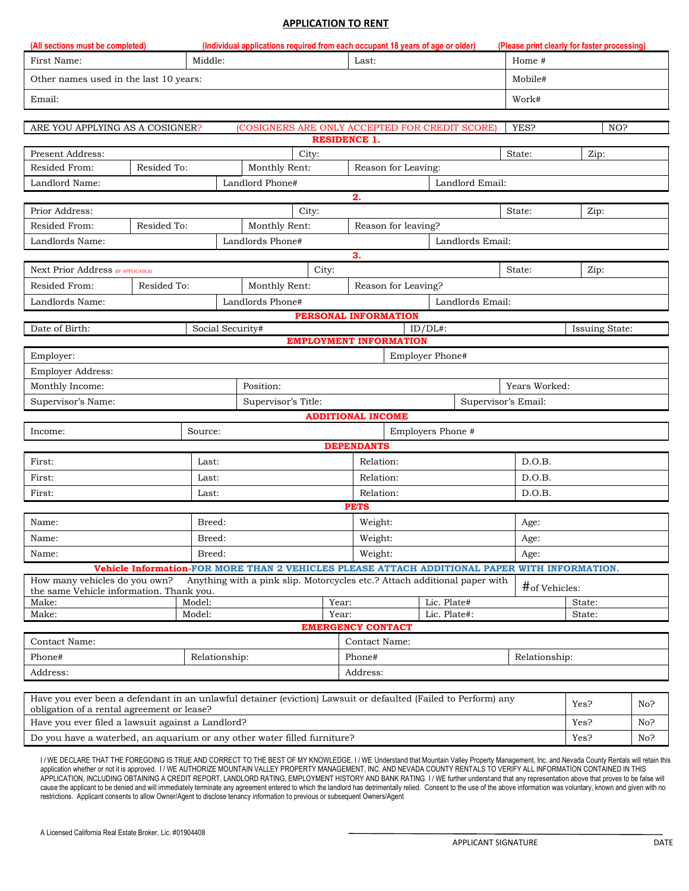## APPLICATION TO RENT

(All sections must be completed) (Individual applications required from each occupant 18 years of age or older) (Please print clearly for faster processing)

| | | | |
|---|---|---|---|
| First Name: | Middle: | Last: | Home # |
| Other names used in the last 10 years: | | | Mobile# |
| Email: | | | Work# |

| | | | |
|---|---|---|---|
| ARE YOU APPLYING AS A COSIGNER? | (COSIGNERS ARE ONLY ACCEPTED FOR CREDIT SCORE) | YES? | NO? |

**RESIDENCE 1.**

| | | | | | |
|---|---|---|---|---|---|
| Present Address: | | City: | | State: | Zip: |
| Resided From: | Resided To: | Monthly Rent: | Reason for Leaving: | | |
| Landlord Name: | | Landlord Phone# | | Landlord Email: | |

**2.**

| | | | | | |
|---|---|---|---|---|---|
| Prior Address: | | City: | | State: | Zip: |
| Resided From: | Resided To: | Monthly Rent: | Reason for leaving? | | |
| Landlords Name: | | Landlords Phone# | | Landlords Email: | |

**3.**

| | | | | | |
|---|---|---|---|---|---|
| Next Prior Address (IF APPLICABLE) | | City: | | State: | Zip: |
| Resided From: | Resided To: | Monthly Rent: | Reason for Leaving? | | |
| Landlords Name: | | Landlords Phone# | | Landlords Email: | |

**PERSONAL INFORMATION**

| | | | |
|---|---|---|---|
| Date of Birth: | Social Security# | ID/DL#: | Issuing State: |

**EMPLOYMENT INFORMATION**

| | | |
|---|---|---|
| Employer: | | Employer Phone# |
| Employer Address: | | |
| Monthly Income: | Position: | Years Worked: |
| Supervisor's Name: | Supervisor's Title: | Supervisor's Email: |

**ADDITIONAL INCOME**

| | | |
|---|---|---|
| Income: | Source: | Employers Phone # |

**DEPENDANTS**

| | | | |
|---|---|---|---|
| First: | Last: | Relation: | D.O.B. |
| First: | Last: | Relation: | D.O.B. |
| First: | Last: | Relation: | D.O.B. |

**PETS**

| | | | |
|---|---|---|---|
| Name: | Breed: | Weight: | Age: |
| Name: | Breed: | Weight: | Age: |
| Name: | Breed: | Weight: | Age: |

**Vehicle Information-FOR MORE THAN 2 VEHICLES PLEASE ATTACH ADDITIONAL PAPER WITH INFORMATION.**

| | | | | |
|---|---|---|---|---|
| How many vehicles do you own? Anything with a pink slip. Motorcycles etc.? Attach additional paper with the same Vehicle information. Thank you. | | | | #of Vehicles: |
| Make: | Model: | Year: | Lic. Plate# | State: |
| Make: | Model: | Year: | Lic. Plate#: | State: |

**EMERGENCY CONTACT**

| | | | |
|---|---|---|---|
| Contact Name: | | Contact Name: | |
| Phone# | Relationship: | Phone# | Relationship: |
| Address: | | Address: | |

| | | |
|---|---|---|
| Have you ever been a defendant in an unlawful detainer (eviction) Lawsuit or defaulted (Failed to Perform) any obligation of a rental agreement or lease? | Yes? | No? |
| Have you ever filed a lawsuit against a Landlord? | Yes? | No? |
| Do you have a waterbed, an aquarium or any other water filled furniture? | Yes? | No? |

I / WE DECLARE THAT THE FOREGOING IS TRUE AND CORRECT TO THE BEST OF MY KNOWLEDGE. I / WE Understand that Mountain Valley Property Management, Inc. and Nevada County Rentals will retain this application whether or not it is approved. I / WE AUTHORIZE MOUNTAIN VALLEY PROPERTY MANAGEMENT, INC. AND NEVADA COUNTY RENTALS TO VERIFY ALL INFORMATION CONTAINED IN THIS APPLICATION, INCLUDING OBTAINING A CREDIT REPORT, LANDLORD RATING, EMPLOYMENT HISTORY AND BANK RATING. I / WE further understand that any representation above that proves to be false will cause the applicant to be denied and will immediately terminate any agreement entered to which the landlord has detrimentally relied. Consent to the use of the above information was voluntary, known and given with no restrictions. Applicant consents to allow Owner/Agent to disclose tenancy information to previous or subsequent Owners/Agent

A Licensed California Real Estate Broker, Lic. #01904408

APPLICANT SIGNATURE DATE